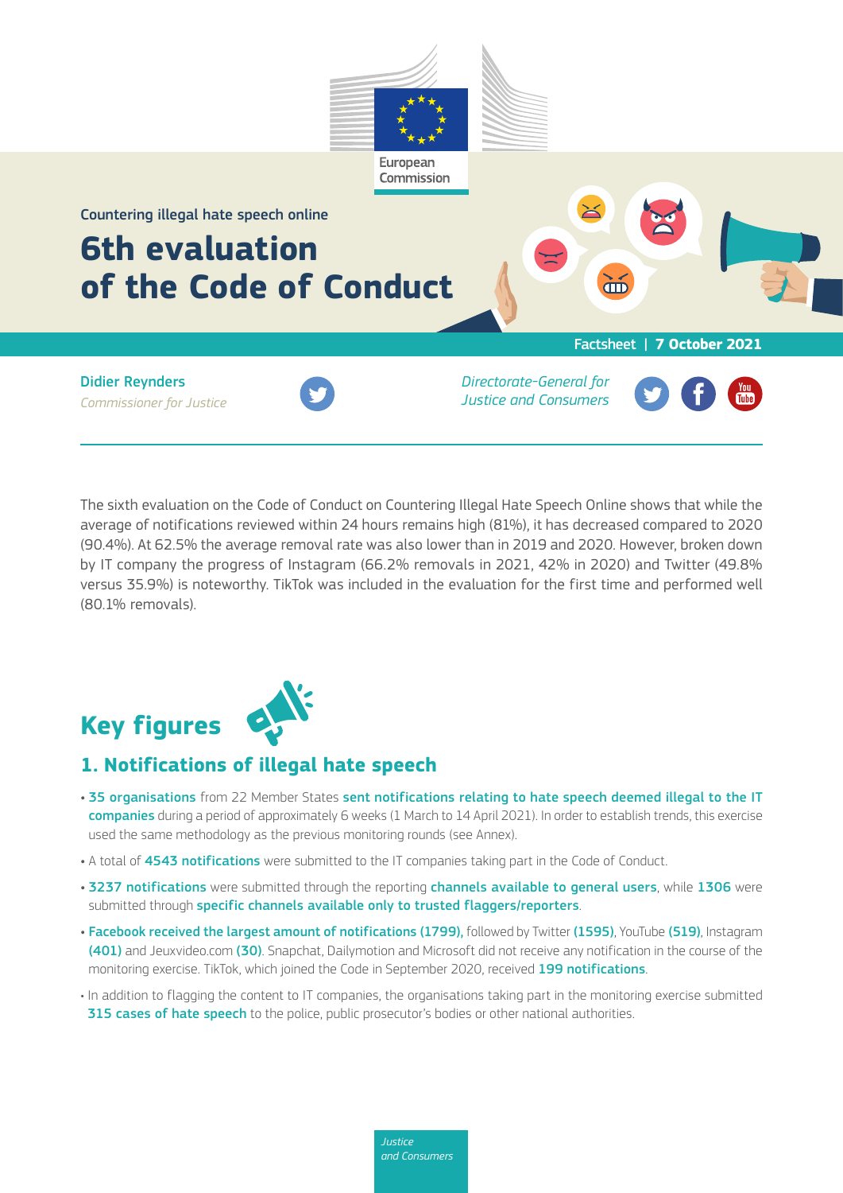European Commission

Countering illegal hate speech online

# 6th evaluation of the Code of Conduct

Factsheet | **7 October 2021**

**Didier Reynders**
*Commissioner for Justice*

*Directorate-General for Justice and Consumers*

The sixth evaluation on the Code of Conduct on Countering Illegal Hate Speech Online shows that while the average of notifications reviewed within 24 hours remains high (81%), it has decreased compared to 2020 (90.4%). At 62.5% the average removal rate was also lower than in 2019 and 2020. However, broken down by IT company the progress of Instagram (66.2% removals in 2021, 42% in 2020) and Twitter (49.8% versus 35.9%) is noteworthy. TikTok was included in the evaluation for the first time and performed well (80.1% removals).

# Key figures

## 1. Notifications of illegal hate speech

- **35 organisations** from 22 Member States **sent notifications relating to hate speech deemed illegal to the IT companies** during a period of approximately 6 weeks (1 March to 14 April 2021). In order to establish trends, this exercise used the same methodology as the previous monitoring rounds (see Annex).
- A total of **4543 notifications** were submitted to the IT companies taking part in the Code of Conduct.
- **3237 notifications** were submitted through the reporting **channels available to general users**, while **1306** were submitted through **specific channels available only to trusted flaggers/reporters**.
- **Facebook received the largest amount of notifications (1799),** followed by Twitter **(1595)**, YouTube **(519)**, Instagram **(401)** and Jeuxvideo.com **(30)**. Snapchat, Dailymotion and Microsoft did not receive any notification in the course of the monitoring exercise. TikTok, which joined the Code in September 2020, received **199 notifications**.
- In addition to flagging the content to IT companies, the organisations taking part in the monitoring exercise submitted **315 cases of hate speech** to the police, public prosecutor's bodies or other national authorities.

*Justice and Consumers*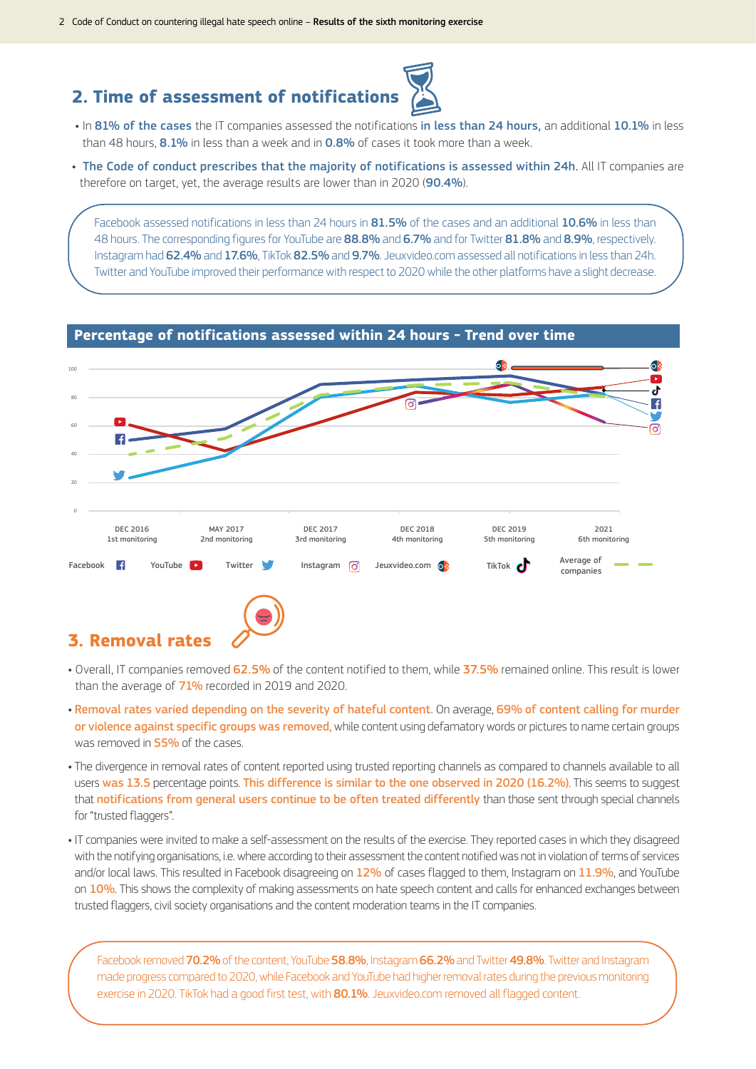## 2. Time of assessment of notifications

- In 81% of the cases the IT companies assessed the notifications in less than 24 hours, an additional 10.1% in less than 48 hours, 8.1% in less than a week and in 0.8% of cases it took more than a week.
- The Code of conduct prescribes that the majority of notifications is assessed within 24h. All IT companies are therefore on target, yet, the average results are lower than in 2020 (90.4%).

Facebook assessed notifications in less than 24 hours in **81.5%** of the cases and an additional **10.6%** in less than 48 hours. The corresponding figures for YouTube are **88.8%** and **6.7%** and for Twitter **81.8%** and **8.9%**, respectively. Instagram had **62.4%** and **17.6%**, TikTok **82.5%** and **9.7%**. Jeuxvideo.com assessed all notifications in less than 24h. Twitter and YouTube improved their performance with respect to 2020 while the other platforms have a slight decrease.

**Percentage of notifications assessed within 24 hours - Trend over time**

DEC 2016 1st monitoring | MAY 2017 2nd monitoring | DEC 2017 3rd monitoring | DEC 2018 4th monitoring | DEC 2019 5th monitoring | 2021 6th monitoring

Facebook | YouTube | Twitter | Instagram | Jeuxvideo.com | TikTok | Average of companies

## 3. Removal rates

- Overall, IT companies removed 62.5% of the content notified to them, while 37.5% remained online. This result is lower than the average of 71% recorded in 2019 and 2020.
- Removal rates varied depending on the severity of hateful content. On average, 69% of content calling for murder or violence against specific groups was removed, while content using defamatory words or pictures to name certain groups was removed in 55% of the cases.
- The divergence in removal rates of content reported using trusted reporting channels as compared to channels available to all users was 13.5 percentage points. This difference is similar to the one observed in 2020 (16.2%). This seems to suggest that notifications from general users continue to be often treated differently than those sent through special channels for "trusted flaggers".
- IT companies were invited to make a self-assessment on the results of the exercise. They reported cases in which they disagreed with the notifying organisations, i.e. where according to their assessment the content notified was not in violation of terms of services and/or local laws. This resulted in Facebook disagreeing on 12% of cases flagged to them, Instagram on 11.9%, and YouTube on 10%. This shows the complexity of making assessments on hate speech content and calls for enhanced exchanges between trusted flaggers, civil society organisations and the content moderation teams in the IT companies.

Facebook removed **70.2%** of the content, YouTube **58.8%**, Instagram **66.2%** and Twitter **49.8%**. Twitter and Instagram made progress compared to 2020, while Facebook and YouTube had higher removal rates during the previous monitoring exercise in 2020. TikTok had a good first test, with **80.1%**. Jeuxvideo.com removed all flagged content.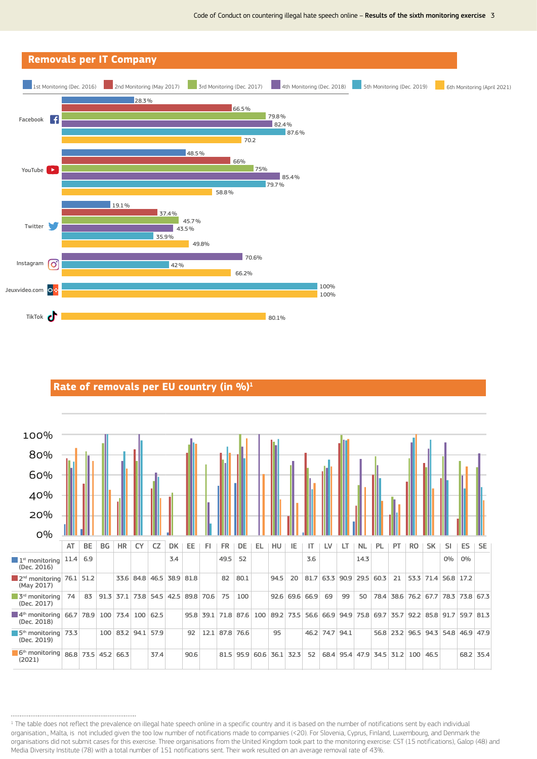## Removals per IT Company

| | 1st Monitoring (Dec. 2016) | 2nd Monitoring (May 2017) | 3rd Monitoring (Dec. 2017) | 4th Monitoring (Dec. 2018) | 5th Monitoring (Dec. 2019) | 6th Monitoring (April 2021) |
|---|---|---|---|---|---|---|
| Facebook | 28.3% | 66.5% | 79.8% | 82.4% | 87.6% | 70.2 |
| YouTube | 48.5% | 66% | 75% | 85.4% | 79.7% | 58.8% |
| Twitter | 19.1% | 37.4% | 45.7% | 43.5% | 35.9% | 49.8% |
| Instagram | | | | 70.6% | 42% | 66.2% |
| Jeuxvideo.com | | | | | 100% | 100% |
| TikTok | | | | | | 80.1% |

## Rate of removals per EU country (in %)[1]

| | AT | BE | BG | HR | CY | CZ | DK | EE | FI | FR | DE | EL | HU | IE | IT | LV | LT | NL | PL | PT | RO | SK | SI | ES | SE |
|---|---|---|---|---|---|---|---|---|---|---|---|---|---|---|---|---|---|---|---|---|---|---|---|---|---|
| 1st monitoring (Dec. 2016) | 11.4 | 6.9 | | | | | 3.4 | | | 49.5 | 52 | | | | 3.6 | | | 14.3 | | | | | 0% | 0% | |
| 2nd monitoring (May 2017) | 76.1 | 51.2 | | 33.6 | 84.8 | 46.5 | 38.9 | 81.8 | | 82 | 80.1 | | 94.5 | 20 | 81.7 | 63.3 | 90.9 | 29.5 | 60.3 | 21 | 53.3 | 71.4 | 56.8 | 17.2 | |
| 3rd monitoring (Dec. 2017) | 74 | 83 | 91.3 | 37.1 | 73.8 | 54.5 | 42.5 | 89.8 | 70.6 | 75 | 100 | | 92.6 | 69.6 | 66.9 | 69 | 99 | 50 | 78.4 | 38.6 | 76.2 | 67.7 | 78.3 | 73.8 | 67.3 |
| 4th monitoring (Dec. 2018) | 66.7 | 78.9 | 100 | 73.4 | 100 | 62.5 | | 95.8 | 39.1 | 71.8 | 87.6 | 100 | 89.2 | 73.5 | 56.6 | 66.9 | 94.9 | 75.8 | 69.7 | 35.7 | 92.2 | 85.8 | 91.7 | 59.7 | 81.3 |
| 5th monitoring (Dec. 2019) | 73.3 | | 100 | 83.2 | 94.1 | 57.9 | | 92 | 12.1 | 87.8 | 76.6 | | 95 | | 46.2 | 74.7 | 94.1 | | 56.8 | 23.2 | 96.5 | 94.3 | 54.8 | 46.9 | 47.9 |
| 6th monitoring (2021) | 86.8 | 73.5 | 45.2 | 66.3 | | 37.4 | | 90.6 | | 81.5 | 95.9 | 60.6 | 36.1 | 32.3 | 52 | 68.4 | 95.4 | 47.9 | 34.5 | 31.2 | 100 | 46.5 | | 68.2 | 35.4 |

[1] The table does not reflect the prevalence on illegal hate speech online in a specific country and it is based on the number of notifications sent by each individual organisation., Malta, is not included given the too low number of notifications made to companies (<20). For Slovenia, Cyprus, Finland, Luxembourg, and Denmark the organisations did not submit cases for this exercise. Three organisations from the United Kingdom took part to the monitoring exercise: CST (15 notifications), Galop (48) and Media Diversity Institute (78) with a total number of 151 notifications sent. Their work resulted on an average removal rate of 43%.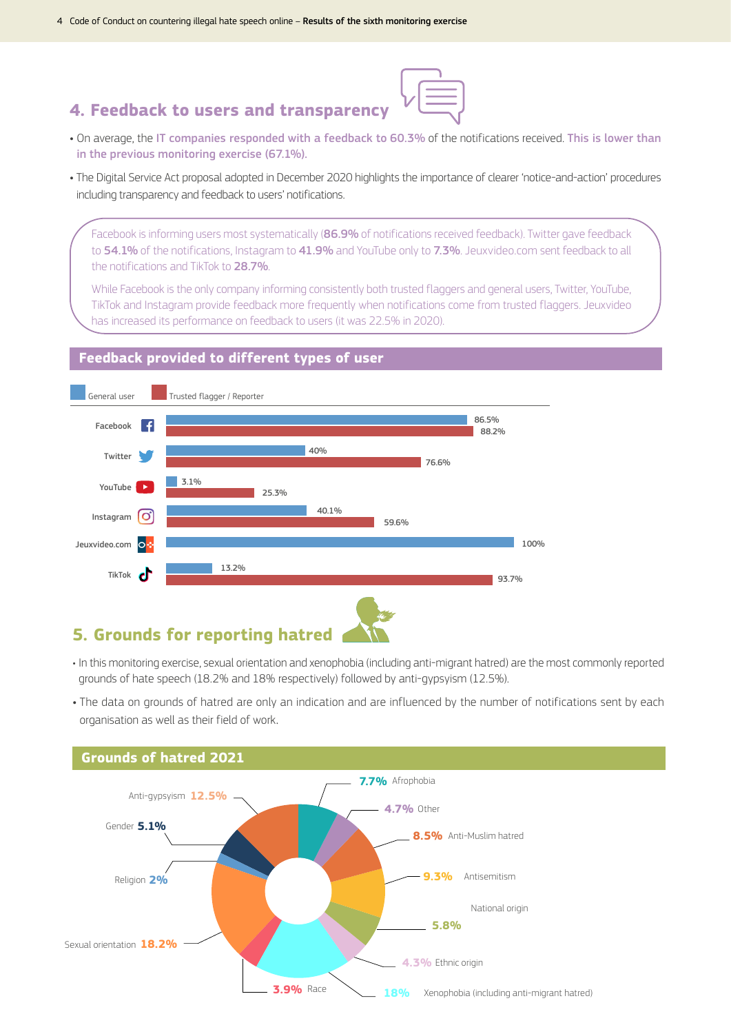## 4. Feedback to users and transparency

- On average, the IT companies responded with a feedback to 60.3% of the notifications received. This is lower than in the previous monitoring exercise (67.1%).
- The Digital Service Act proposal adopted in December 2020 highlights the importance of clearer 'notice-and-action' procedures including transparency and feedback to users' notifications.

> Facebook is informing users most systematically (**86.9%** of notifications received feedback). Twitter gave feedback to **54.1%** of the notifications, Instagram to **41.9%** and YouTube only to **7.3%**. Jeuxvideo.com sent feedback to all the notifications and TikTok to **28.7%**.
>
> While Facebook is the only company informing consistently both trusted flaggers and general users, Twitter, YouTube, TikTok and Instagram provide feedback more frequently when notifications come from trusted flaggers. Jeuxvideo has increased its performance on feedback to users (it was 22.5% in 2020).

### Feedback provided to different types of user

| | General user | Trusted flagger / Reporter |
|---|---|---|
| Facebook | 86.5% | 88.2% |
| Twitter | 40% | 76.6% |
| YouTube | 3.1% | 25.3% |
| Instagram | 40.1% | 59.6% |
| Jeuxvideo.com | 100% | |
| TikTok | 13.2% | 93.7% |

## 5. Grounds for reporting hatred

- In this monitoring exercise, sexual orientation and xenophobia (including anti-migrant hatred) are the most commonly reported grounds of hate speech (18.2% and 18% respectively) followed by anti-gypsyism (12.5%).
- The data on grounds of hatred are only an indication and are influenced by the number of notifications sent by each organisation as well as their field of work.

### Grounds of hatred 2021

| Ground | Share |
|---|---|
| Afrophobia | 7.7% |
| Other | 4.7% |
| Anti-Muslim hatred | 8.5% |
| Antisemitism | 9.3% |
| National origin | 5.8% |
| Ethnic origin | 4.3% |
| Xenophobia (including anti-migrant hatred) | 18% |
| Race | 3.9% |
| Sexual orientation | 18.2% |
| Religion | 2% |
| Gender | 5.1% |
| Anti-gypsyism | 12.5% |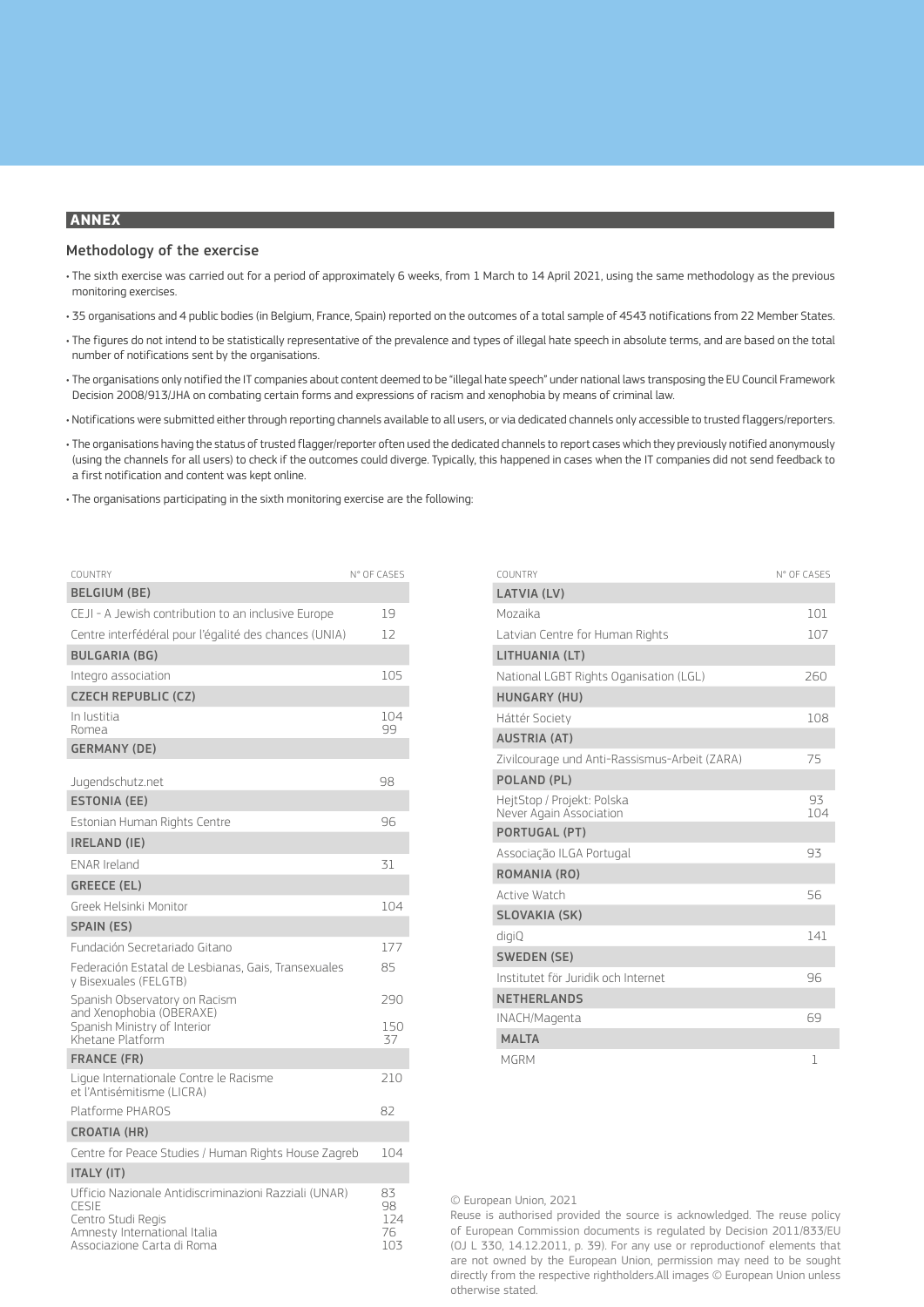## ANNEX

### Methodology of the exercise

- The sixth exercise was carried out for a period of approximately 6 weeks, from 1 March to 14 April 2021, using the same methodology as the previous monitoring exercises.
- 35 organisations and 4 public bodies (in Belgium, France, Spain) reported on the outcomes of a total sample of 4543 notifications from 22 Member States.
- The figures do not intend to be statistically representative of the prevalence and types of illegal hate speech in absolute terms, and are based on the total number of notifications sent by the organisations.
- The organisations only notified the IT companies about content deemed to be "illegal hate speech" under national laws transposing the EU Council Framework Decision 2008/913/JHA on combating certain forms and expressions of racism and xenophobia by means of criminal law.
- Notifications were submitted either through reporting channels available to all users, or via dedicated channels only accessible to trusted flaggers/reporters.
- The organisations having the status of trusted flagger/reporter often used the dedicated channels to report cases which they previously notified anonymously (using the channels for all users) to check if the outcomes could diverge. Typically, this happened in cases when the IT companies did not send feedback to a first notification and content was kept online.
- The organisations participating in the sixth monitoring exercise are the following:

| COUNTRY | N° OF CASES |
|---|---|
| **BELGIUM (BE)** | |
| CEJI - A Jewish contribution to an inclusive Europe | 19 |
| Centre interfédéral pour l'égalité des chances (UNIA) | 12 |
| **BULGARIA (BG)** | |
| Integro association | 105 |
| **CZECH REPUBLIC (CZ)** | |
| In Iustitia | 104 |
| Romea | 99 |
| **GERMANY (DE)** | |
| Jugendschutz.net | 98 |
| **ESTONIA (EE)** | |
| Estonian Human Rights Centre | 96 |
| **IRELAND (IE)** | |
| ENAR Ireland | 31 |
| **GREECE (EL)** | |
| Greek Helsinki Monitor | 104 |
| **SPAIN (ES)** | |
| Fundación Secretariado Gitano | 177 |
| Federación Estatal de Lesbianas, Gais, Transexuales y Bisexuales (FELGTB) | 85 |
| Spanish Observatory on Racism and Xenophobia (OBERAXE) | 290 |
| Spanish Ministry of Interior | 150 |
| Khetane Platform | 37 |
| **FRANCE (FR)** | |
| Ligue Internationale Contre le Racisme et l'Antisémitisme (LICRA) | 210 |
| Platforme PHAROS | 82 |
| **CROATIA (HR)** | |
| Centre for Peace Studies / Human Rights House Zagreb | 104 |
| **ITALY (IT)** | |
| Ufficio Nazionale Antidiscriminazioni Razziali (UNAR) | 83 |
| CESIE | 98 |
| Centro Studi Regis | 124 |
| Amnesty International Italia | 76 |
| Associazione Carta di Roma | 103 |

| COUNTRY | N° OF CASES |
|---|---|
| **LATVIA (LV)** | |
| Mozaika | 101 |
| Latvian Centre for Human Rights | 107 |
| **LITHUANIA (LT)** | |
| National LGBT Rights Oganisation (LGL) | 260 |
| **HUNGARY (HU)** | |
| Háttér Society | 108 |
| **AUSTRIA (AT)** | |
| Zivilcourage und Anti-Rassismus-Arbeit (ZARA) | 75 |
| **POLAND (PL)** | |
| HejtStop / Projekt: Polska | 93 |
| Never Again Association | 104 |
| **PORTUGAL (PT)** | |
| Associação ILGA Portugal | 93 |
| **ROMANIA (RO)** | |
| Active Watch | 56 |
| **SLOVAKIA (SK)** | |
| digiQ | 141 |
| **SWEDEN (SE)** | |
| Institutet för Juridik och Internet | 96 |
| **NETHERLANDS** | |
| INACH/Magenta | 69 |
| **MALTA** | |
| MGRM | 1 |

© European Union, 2021

Reuse is authorised provided the source is acknowledged. The reuse policy of European Commission documents is regulated by Decision 2011/833/EU (OJ L 330, 14.12.2011, p. 39). For any use or reproductionof elements that are not owned by the European Union, permission may need to be sought directly from the respective rightholders.All images © European Union unless otherwise stated.